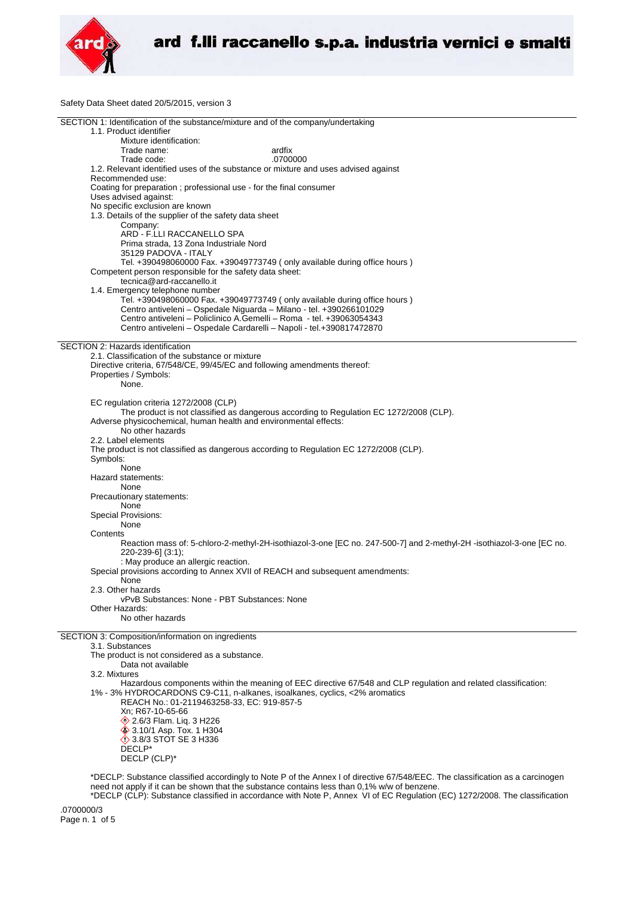Safety Data Sheet dated 20/5/2015, version 3

## SECTION 1: Identification of the substance/mixture and of the company/undertaking

1.1. Product identifier

Mixture identification:

Trade name: ardfix

Trade code: .0700000

1.2. Relevant identified uses of the substance or mixture and uses advised against

Recommended use:

Coating for preparation ; professional use - for the final consumer

Uses advised against:

No specific exclusion are known

1.3. Details of the supplier of the safety data sheet

Company:

ARD - F.LLI RACCANELLO SPA
Prima strada, 13 Zona Industriale Nord
35129 PADOVA - ITALY
Tel. +390498060000 Fax. +39049773749 ( only available during office hours )

Competent person responsible for the safety data sheet:

tecnica@ard-raccanello.it

1.4. Emergency telephone number

Tel. +390498060000 Fax. +39049773749 ( only available during office hours )
Centro antiveleni – Ospedale Niguarda – Milano - tel. +390266101029
Centro antiveleni – Policlinico A.Gemelli – Roma - tel. +39063054343
Centro antiveleni – Ospedale Cardarelli – Napoli - tel.+390817472870

## SECTION 2: Hazards identification

2.1. Classification of the substance or mixture

Directive criteria, 67/548/CE, 99/45/EC and following amendments thereof:

Properties / Symbols:

None.

EC regulation criteria 1272/2008 (CLP)

The product is not classified as dangerous according to Regulation EC 1272/2008 (CLP).

Adverse physicochemical, human health and environmental effects:

No other hazards

2.2. Label elements

The product is not classified as dangerous according to Regulation EC 1272/2008 (CLP).

Symbols:

None

Hazard statements:

None

Precautionary statements:

None

Special Provisions:

None

Contents

Reaction mass of: 5-chloro-2-methyl-2H-isothiazol-3-one [EC no. 247-500-7] and 2-methyl-2H -isothiazol-3-one [EC no. 220-239-6] (3:1);

: May produce an allergic reaction.

Special provisions according to Annex XVII of REACH and subsequent amendments:

None

2.3. Other hazards

vPvB Substances: None - PBT Substances: None

Other Hazards:

No other hazards

## SECTION 3: Composition/information on ingredients

3.1. Substances

The product is not considered as a substance.

Data not available

3.2. Mixtures

Hazardous components within the meaning of EEC directive 67/548 and CLP regulation and related classification:

1% - 3% HYDROCARDONS C9-C11, n-alkanes, isoalkanes, cyclics, <2% aromatics

REACH No.: 01-2119463258-33, EC: 919-857-5

Xn; R67-10-65-66

2.6/3 Flam. Liq. 3 H226

3.10/1 Asp. Tox. 1 H304

3.8/3 STOT SE 3 H336

DECLP*

DECLP (CLP)*

*DECLP: Substance classified accordingly to Note P of the Annex I of directive 67/548/EEC. The classification as a carcinogen need not apply if it can be shown that the substance contains less than 0,1% w/w of benzene.

*DECLP (CLP): Substance classified in accordance with Note P, Annex VI of EC Regulation (EC) 1272/2008. The classification

.0700000/3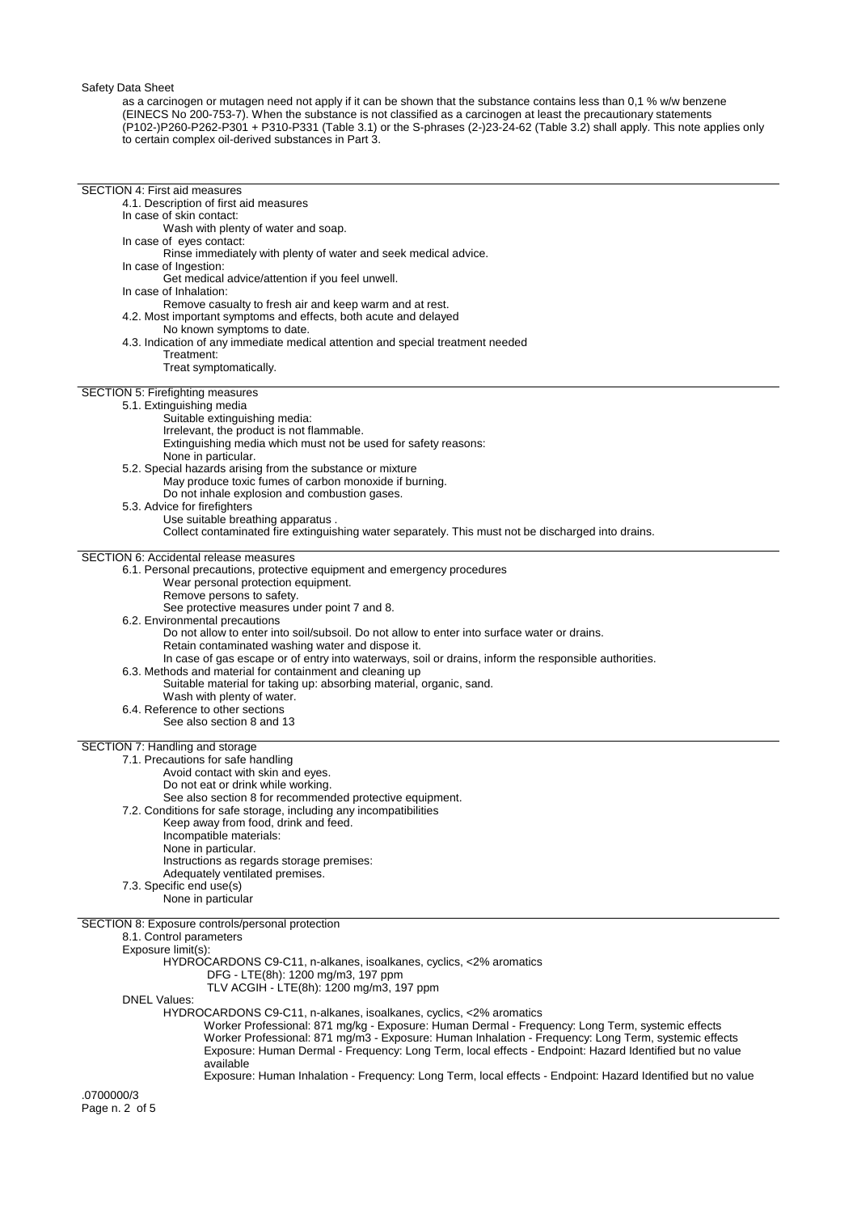as a carcinogen or mutagen need not apply if it can be shown that the substance contains less than 0,1 % w/w benzene (EINECS No 200-753-7). When the substance is not classified as a carcinogen at least the precautionary statements (P102-)P260-P262-P301 + P310-P331 (Table 3.1) or the S-phrases (2-)23-24-62 (Table 3.2) shall apply. This note applies only to certain complex oil-derived substances in Part 3.

## SECTION 4: First aid measures

4.1. Description of first aid measures

In case of skin contact:
Wash with plenty of water and soap.

In case of eyes contact:
Rinse immediately with plenty of water and seek medical advice.

In case of Ingestion:
Get medical advice/attention if you feel unwell.

In case of Inhalation:
Remove casualty to fresh air and keep warm and at rest.

4.2. Most important symptoms and effects, both acute and delayed
No known symptoms to date.

4.3. Indication of any immediate medical attention and special treatment needed
Treatment:
Treat symptomatically.

## SECTION 5: Firefighting measures

5.1. Extinguishing media
Suitable extinguishing media:
Irrelevant, the product is not flammable.
Extinguishing media which must not be used for safety reasons:
None in particular.

5.2. Special hazards arising from the substance or mixture
May produce toxic fumes of carbon monoxide if burning.
Do not inhale explosion and combustion gases.

5.3. Advice for firefighters
Use suitable breathing apparatus .
Collect contaminated fire extinguishing water separately. This must not be discharged into drains.

## SECTION 6: Accidental release measures

6.1. Personal precautions, protective equipment and emergency procedures
Wear personal protection equipment.
Remove persons to safety.
See protective measures under point 7 and 8.

6.2. Environmental precautions
Do not allow to enter into soil/subsoil. Do not allow to enter into surface water or drains.
Retain contaminated washing water and dispose it.
In case of gas escape or of entry into waterways, soil or drains, inform the responsible authorities.

6.3. Methods and material for containment and cleaning up
Suitable material for taking up: absorbing material, organic, sand.
Wash with plenty of water.

6.4. Reference to other sections
See also section 8 and 13

## SECTION 7: Handling and storage

7.1. Precautions for safe handling
Avoid contact with skin and eyes.
Do not eat or drink while working.
See also section 8 for recommended protective equipment.

7.2. Conditions for safe storage, including any incompatibilities
Keep away from food, drink and feed.
Incompatible materials:
None in particular.
Instructions as regards storage premises:
Adequately ventilated premises.

7.3. Specific end use(s)
None in particular

## SECTION 8: Exposure controls/personal protection

8.1. Control parameters

Exposure limit(s):
HYDROCARDONS C9-C11, n-alkanes, isoalkanes, cyclics, <2% aromatics
DFG - LTE(8h): 1200 mg/m3, 197 ppm
TLV ACGIH - LTE(8h): 1200 mg/m3, 197 ppm

DNEL Values:
HYDROCARDONS C9-C11, n-alkanes, isoalkanes, cyclics, <2% aromatics
Worker Professional: 871 mg/kg - Exposure: Human Dermal - Frequency: Long Term, systemic effects
Worker Professional: 871 mg/m3 - Exposure: Human Inhalation - Frequency: Long Term, systemic effects
Exposure: Human Dermal - Frequency: Long Term, local effects - Endpoint: Hazard Identified but no value available
Exposure: Human Inhalation - Frequency: Long Term, local effects - Endpoint: Hazard Identified but no value

.0700000/3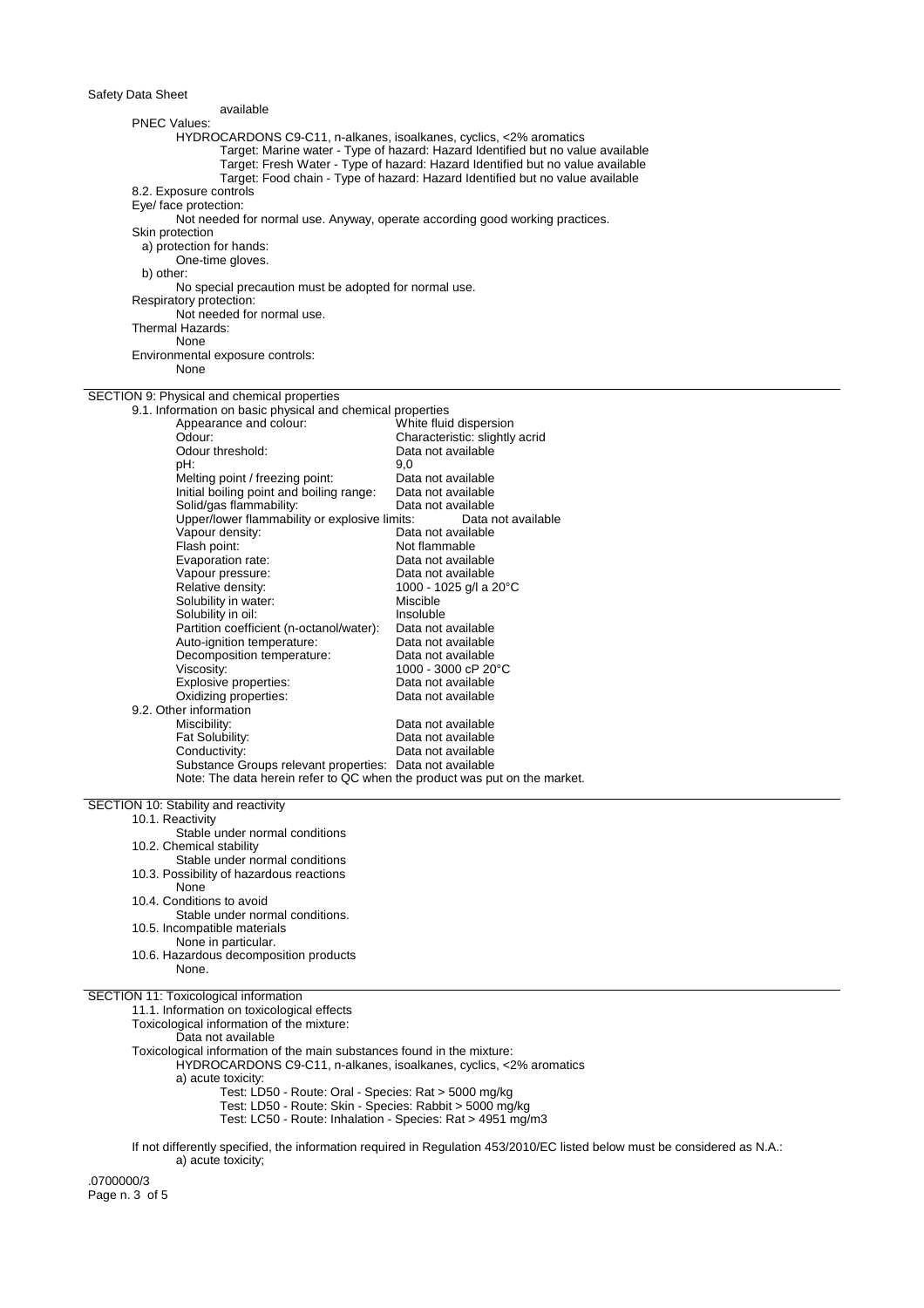available

PNEC Values:

HYDROCARDONS C9-C11, n-alkanes, isoalkanes, cyclics, <2% aromatics

Target: Marine water - Type of hazard: Hazard Identified but no value available

Target: Fresh Water - Type of hazard: Hazard Identified but no value available

Target: Food chain - Type of hazard: Hazard Identified but no value available

8.2. Exposure controls

Eye/ face protection:

Not needed for normal use. Anyway, operate according good working practices.

Skin protection

a) protection for hands:

One-time gloves.

b) other:

No special precaution must be adopted for normal use.

Respiratory protection:

Not needed for normal use.

Thermal Hazards:

None

Environmental exposure controls:

None

## SECTION 9: Physical and chemical properties

9.1. Information on basic physical and chemical properties

| | |
|---|---|
| Appearance and colour: | White fluid dispersion |
| Odour: | Characteristic: slightly acrid |
| Odour threshold: | Data not available |
| pH: | 9,0 |
| Melting point / freezing point: | Data not available |
| Initial boiling point and boiling range: | Data not available |
| Solid/gas flammability: | Data not available |
| Upper/lower flammability or explosive limits: | Data not available |
| Vapour density: | Data not available |
| Flash point: | Not flammable |
| Evaporation rate: | Data not available |
| Vapour pressure: | Data not available |
| Relative density: | 1000 - 1025 g/l a 20°C |
| Solubility in water: | Miscible |
| Solubility in oil: | Insoluble |
| Partition coefficient (n-octanol/water): | Data not available |
| Auto-ignition temperature: | Data not available |
| Decomposition temperature: | Data not available |
| Viscosity: | 1000 - 3000 cP 20°C |
| Explosive properties: | Data not available |
| Oxidizing properties: | Data not available |

9.2. Other information

| | |
|---|---|
| Miscibility: | Data not available |
| Fat Solubility: | Data not available |
| Conductivity: | Data not available |
| Substance Groups relevant properties: | Data not available |

Note: The data herein refer to QC when the product was put on the market.

## SECTION 10: Stability and reactivity

10.1. Reactivity

Stable under normal conditions

10.2. Chemical stability

Stable under normal conditions

10.3. Possibility of hazardous reactions

None

10.4. Conditions to avoid

Stable under normal conditions.

10.5. Incompatible materials

None in particular.

10.6. Hazardous decomposition products

None.

## SECTION 11: Toxicological information

11.1. Information on toxicological effects

Toxicological information of the mixture:

Data not available

Toxicological information of the main substances found in the mixture:

HYDROCARDONS C9-C11, n-alkanes, isoalkanes, cyclics, <2% aromatics

a) acute toxicity:

Test: LD50 - Route: Oral - Species: Rat > 5000 mg/kg

Test: LD50 - Route: Skin - Species: Rabbit > 5000 mg/kg

Test: LC50 - Route: Inhalation - Species: Rat > 4951 mg/m3

If not differently specified, the information required in Regulation 453/2010/EC listed below must be considered as N.A.:

a) acute toxicity;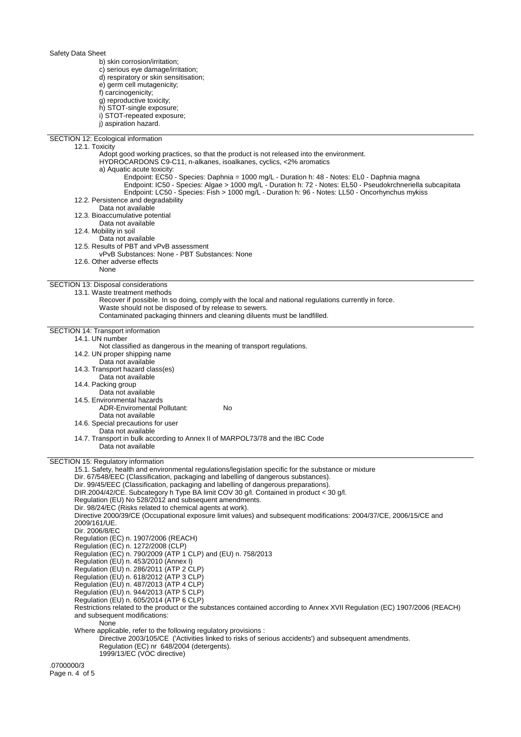b) skin corrosion/irritation;
c) serious eye damage/irritation;
d) respiratory or skin sensitisation;
e) germ cell mutagenicity;
f) carcinogenicity;
g) reproductive toxicity;
h) STOT-single exposure;
i) STOT-repeated exposure;
j) aspiration hazard.

## SECTION 12: Ecological information

12.1. Toxicity

Adopt good working practices, so that the product is not released into the environment.
HYDROCARDONS C9-C11, n-alkanes, isoalkanes, cyclics, <2% aromatics
a) Aquatic acute toxicity:
Endpoint: EC50 - Species: Daphnia = 1000 mg/L - Duration h: 48 - Notes: EL0 - Daphnia magna
Endpoint: IC50 - Species: Algae > 1000 mg/L - Duration h: 72 - Notes: EL50 - Pseudokrchneriella subcapitata
Endpoint: LC50 - Species: Fish > 1000 mg/L - Duration h: 96 - Notes: LL50 - Oncorhynchus mykiss

12.2. Persistence and degradability
Data not available

12.3. Bioaccumulative potential
Data not available

12.4. Mobility in soil
Data not available

12.5. Results of PBT and vPvB assessment
vPvB Substances: None - PBT Substances: None

12.6. Other adverse effects
None

## SECTION 13: Disposal considerations

13.1. Waste treatment methods
Recover if possible. In so doing, comply with the local and national regulations currently in force.
Waste should not be disposed of by release to sewers.
Contaminated packaging thinners and cleaning diluents must be landfilled.

## SECTION 14: Transport information

14.1. UN number
Not classified as dangerous in the meaning of transport regulations.

14.2. UN proper shipping name
Data not available

14.3. Transport hazard class(es)
Data not available

14.4. Packing group
Data not available

14.5. Environmental hazards
ADR-Enviromental Pollutant: No
Data not available

14.6. Special precautions for user
Data not available

14.7. Transport in bulk according to Annex II of MARPOL73/78 and the IBC Code
Data not available

## SECTION 15: Regulatory information

15.1. Safety, health and environmental regulations/legislation specific for the substance or mixture
Dir. 67/548/EEC (Classification, packaging and labelling of dangerous substances).
Dir. 99/45/EEC (Classification, packaging and labelling of dangerous preparations).
DIR.2004/42/CE. Subcategory h Type BA limit COV 30 g/l. Contained in product < 30 g/l.
Regulation (EU) No 528/2012 and subsequent amendments.
Dir. 98/24/EC (Risks related to chemical agents at work).
Directive 2000/39/CE (Occupational exposure limit values) and subsequent modifications: 2004/37/CE, 2006/15/CE and 2009/161/UE.
Dir. 2006/8/EC
Regulation (EC) n. 1907/2006 (REACH)
Regulation (EC) n. 1272/2008 (CLP)
Regulation (EC) n. 790/2009 (ATP 1 CLP) and (EU) n. 758/2013
Regulation (EU) n. 453/2010 (Annex I)
Regulation (EU) n. 286/2011 (ATP 2 CLP)
Regulation (EU) n. 618/2012 (ATP 3 CLP)
Regulation (EU) n. 487/2013 (ATP 4 CLP)
Regulation (EU) n. 944/2013 (ATP 5 CLP)
Regulation (EU) n. 605/2014 (ATP 6 CLP)
Restrictions related to the product or the substances contained according to Annex XVII Regulation (EC) 1907/2006 (REACH) and subsequent modifications:
None
Where applicable, refer to the following regulatory provisions :
Directive 2003/105/CE ('Activities linked to risks of serious accidents') and subsequent amendments.
Regulation (EC) nr 648/2004 (detergents).
1999/13/EC (VOC directive)

.0700000/3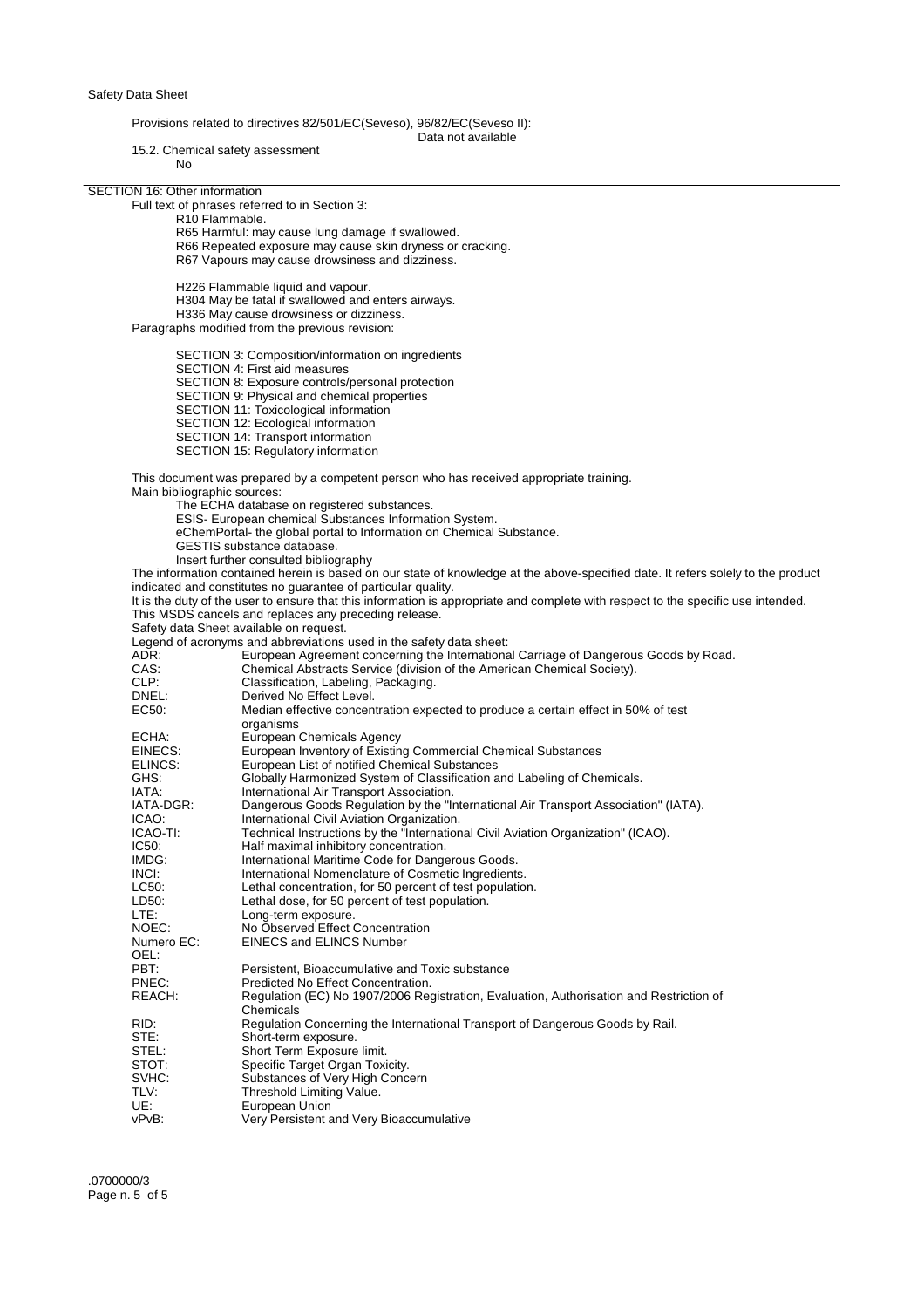Provisions related to directives 82/501/EC(Seveso), 96/82/EC(Seveso II):

Data not available

15.2. Chemical safety assessment

No

## SECTION 16: Other information

Full text of phrases referred to in Section 3:

R10 Flammable.
R65 Harmful: may cause lung damage if swallowed.
R66 Repeated exposure may cause skin dryness or cracking.
R67 Vapours may cause drowsiness and dizziness.

H226 Flammable liquid and vapour.
H304 May be fatal if swallowed and enters airways.
H336 May cause drowsiness or dizziness.

Paragraphs modified from the previous revision:

SECTION 3: Composition/information on ingredients
SECTION 4: First aid measures
SECTION 8: Exposure controls/personal protection
SECTION 9: Physical and chemical properties
SECTION 11: Toxicological information
SECTION 12: Ecological information
SECTION 14: Transport information
SECTION 15: Regulatory information

This document was prepared by a competent person who has received appropriate training.

Main bibliographic sources:

The ECHA database on registered substances.
ESIS- European chemical Substances Information System.
eChemPortal- the global portal to Information on Chemical Substance.
GESTIS substance database.
Insert further consulted bibliography

The information contained herein is based on our state of knowledge at the above-specified date. It refers solely to the product indicated and constitutes no guarantee of particular quality.

It is the duty of the user to ensure that this information is appropriate and complete with respect to the specific use intended.

This MSDS cancels and replaces any preceding release.

Safety data Sheet available on request.

Legend of acronyms and abbreviations used in the safety data sheet:

| | |
|---|---|
| ADR: | European Agreement concerning the International Carriage of Dangerous Goods by Road. |
| CAS: | Chemical Abstracts Service (division of the American Chemical Society). |
| CLP: | Classification, Labeling, Packaging. |
| DNEL: | Derived No Effect Level. |
| EC50: | Median effective concentration expected to produce a certain effect in 50% of test organisms |
| ECHA: | European Chemicals Agency |
| EINECS: | European Inventory of Existing Commercial Chemical Substances |
| ELINCS: | European List of notified Chemical Substances |
| GHS: | Globally Harmonized System of Classification and Labeling of Chemicals. |
| IATA: | International Air Transport Association. |
| IATA-DGR: | Dangerous Goods Regulation by the "International Air Transport Association" (IATA). |
| ICAO: | International Civil Aviation Organization. |
| ICAO-TI: | Technical Instructions by the "International Civil Aviation Organization" (ICAO). |
| IC50: | Half maximal inhibitory concentration. |
| IMDG: | International Maritime Code for Dangerous Goods. |
| INCI: | International Nomenclature of Cosmetic Ingredients. |
| LC50: | Lethal concentration, for 50 percent of test population. |
| LD50: | Lethal dose, for 50 percent of test population. |
| LTE: | Long-term exposure. |
| NOEC: | No Observed Effect Concentration |
| Numero EC: | EINECS and ELINCS Number |
| OEL: | |
| PBT: | Persistent, Bioaccumulative and Toxic substance |
| PNEC: | Predicted No Effect Concentration. |
| REACH: | Regulation (EC) No 1907/2006 Registration, Evaluation, Authorisation and Restriction of Chemicals |
| RID: | Regulation Concerning the International Transport of Dangerous Goods by Rail. |
| STE: | Short-term exposure. |
| STEL: | Short Term Exposure limit. |
| STOT: | Specific Target Organ Toxicity. |
| SVHC: | Substances of Very High Concern |
| TLV: | Threshold Limiting Value. |
| UE: | European Union |
| vPvB: | Very Persistent and Very Bioaccumulative |

.0700000/3